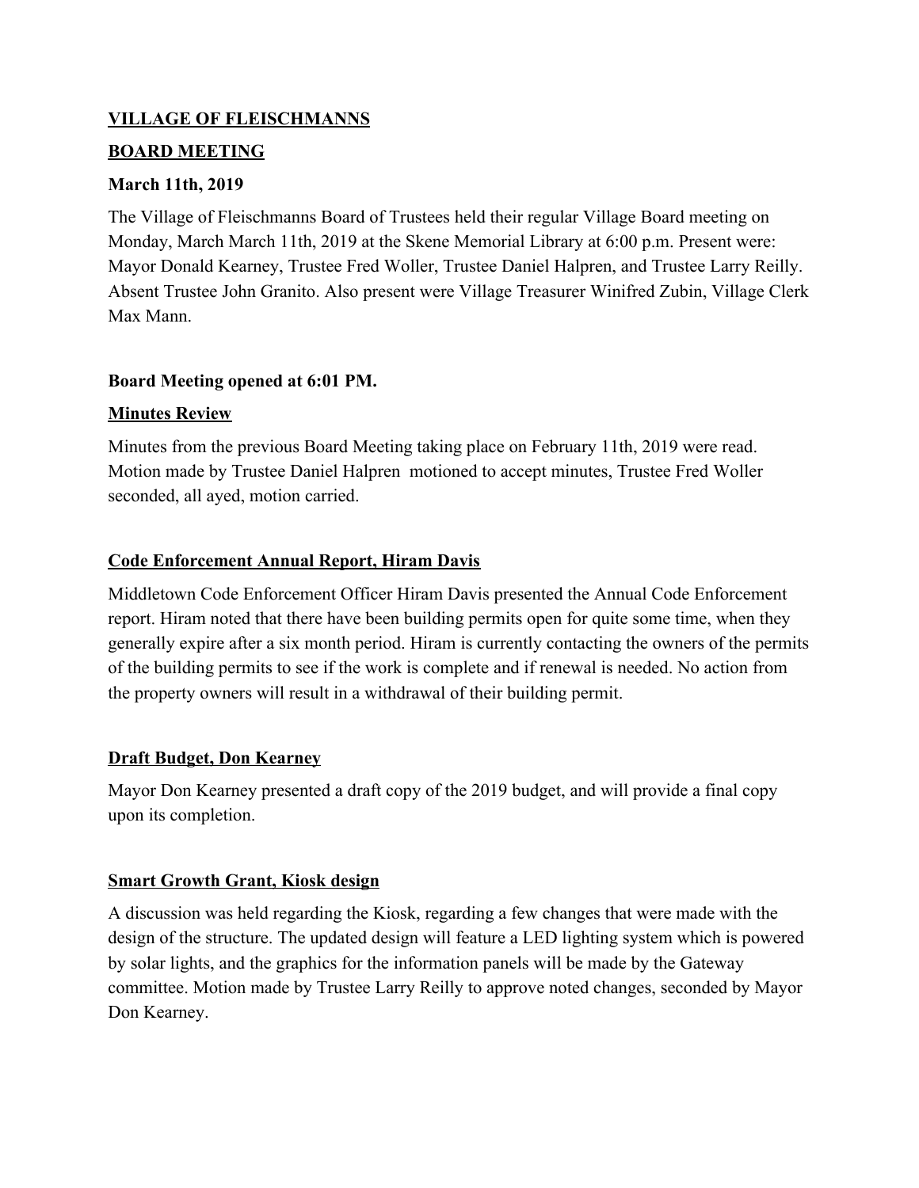**VILLAGE OF FLEISCHMANNS**

**BOARD MEETING**

**March 11th, 2019**

The Village of Fleischmanns Board of Trustees held their regular Village Board meeting on Monday, March March 11th, 2019 at the Skene Memorial Library at 6:00 p.m. Present were: Mayor Donald Kearney, Trustee Fred Woller, Trustee Daniel Halpren, and Trustee Larry Reilly. Absent Trustee John Granito. Also present were Village Treasurer Winifred Zubin, Village Clerk Max Mann.

**Board Meeting opened at 6:01 PM.**

**Minutes Review**

Minutes from the previous Board Meeting taking place on February 11th, 2019 were read. Motion made by Trustee Daniel Halpren motioned to accept minutes, Trustee Fred Woller seconded, all ayed, motion carried.

**Code Enforcement Annual Report, Hiram Davis**

Middletown Code Enforcement Officer Hiram Davis presented the Annual Code Enforcement report. Hiram noted that there have been building permits open for quite some time, when they generally expire after a six month period. Hiram is currently contacting the owners of the permits of the building permits to see if the work is complete and if renewal is needed. No action from the property owners will result in a withdrawal of their building permit.

**Draft Budget, Don Kearney**

Mayor Don Kearney presented a draft copy of the 2019 budget, and will provide a final copy upon its completion.

**Smart Growth Grant, Kiosk design**

A discussion was held regarding the Kiosk, regarding a few changes that were made with the design of the structure. The updated design will feature a LED lighting system which is powered by solar lights, and the graphics for the information panels will be made by the Gateway committee. Motion made by Trustee Larry Reilly to approve noted changes, seconded by Mayor Don Kearney.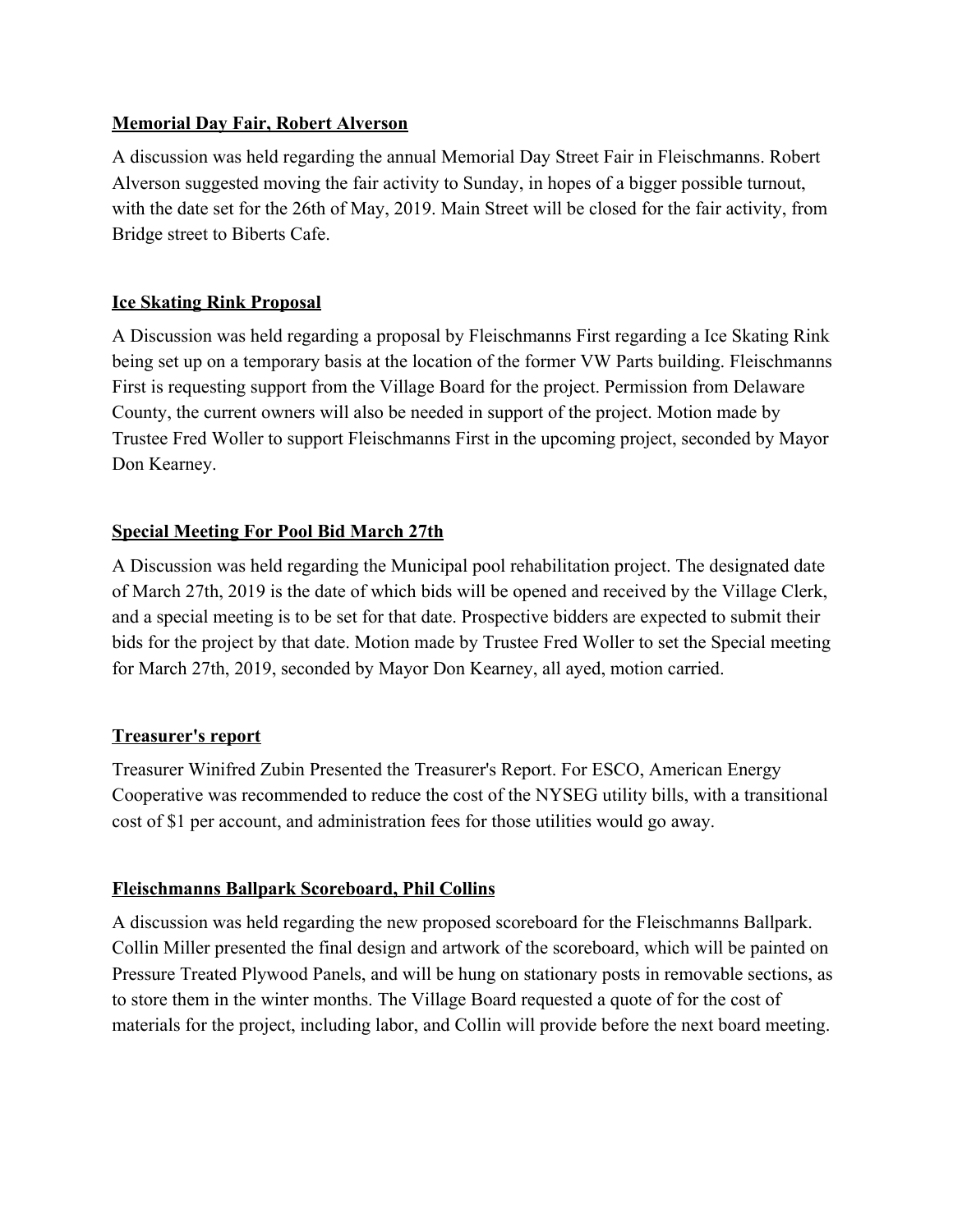**<u>Memorial Day Fair, Robert Alverson</u>**

A discussion was held regarding the annual Memorial Day Street Fair in Fleischmanns. Robert Alverson suggested moving the fair activity to Sunday, in hopes of a bigger possible turnout, with the date set for the 26th of May, 2019. Main Street will be closed for the fair activity, from Bridge street to Biberts Cafe.

**<u>Ice Skating Rink Proposal</u>**

A Discussion was held regarding a proposal by Fleischmanns First regarding a Ice Skating Rink being set up on a temporary basis at the location of the former VW Parts building. Fleischmanns First is requesting support from the Village Board for the project. Permission from Delaware County, the current owners will also be needed in support of the project. Motion made by Trustee Fred Woller to support Fleischmanns First in the upcoming project, seconded by Mayor Don Kearney.

**<u>Special Meeting For Pool Bid March 27th</u>**

A Discussion was held regarding the Municipal pool rehabilitation project. The designated date of March 27th, 2019 is the date of which bids will be opened and received by the Village Clerk, and a special meeting is to be set for that date. Prospective bidders are expected to submit their bids for the project by that date. Motion made by Trustee Fred Woller to set the Special meeting for March 27th, 2019, seconded by Mayor Don Kearney, all ayed, motion carried.

**<u>Treasurer's report</u>**

Treasurer Winifred Zubin Presented the Treasurer's Report. For ESCO, American Energy Cooperative was recommended to reduce the cost of the NYSEG utility bills, with a transitional cost of $1 per account, and administration fees for those utilities would go away.

**<u>Fleischmanns Ballpark Scoreboard, Phil Collins</u>**

A discussion was held regarding the new proposed scoreboard for the Fleischmanns Ballpark. Collin Miller presented the final design and artwork of the scoreboard, which will be painted on Pressure Treated Plywood Panels, and will be hung on stationary posts in removable sections, as to store them in the winter months. The Village Board requested a quote of for the cost of materials for the project, including labor, and Collin will provide before the next board meeting.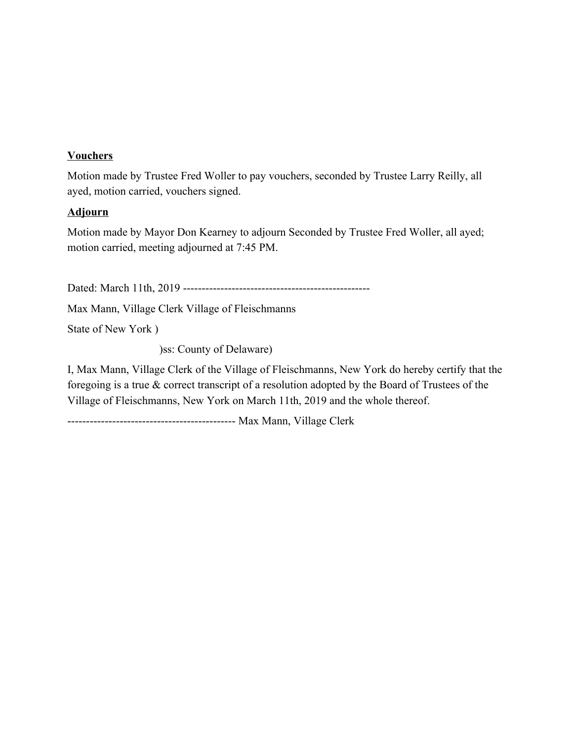**Vouchers**

Motion made by Trustee Fred Woller to pay vouchers, seconded by Trustee Larry Reilly, all ayed, motion carried, vouchers signed.

**Adjourn**

Motion made by Mayor Don Kearney to adjourn Seconded by Trustee Fred Woller, all ayed; motion carried, meeting adjourned at 7:45 PM.

Dated: March 11th, 2019 --------------------------------------------------

Max Mann, Village Clerk Village of Fleischmanns

State of New York )

)ss: County of Delaware)

I, Max Mann, Village Clerk of the Village of Fleischmanns, New York do hereby certify that the foregoing is a true & correct transcript of a resolution adopted by the Board of Trustees of the Village of Fleischmanns, New York on March 11th, 2019 and the whole thereof.

--------------------------------------------- Max Mann, Village Clerk